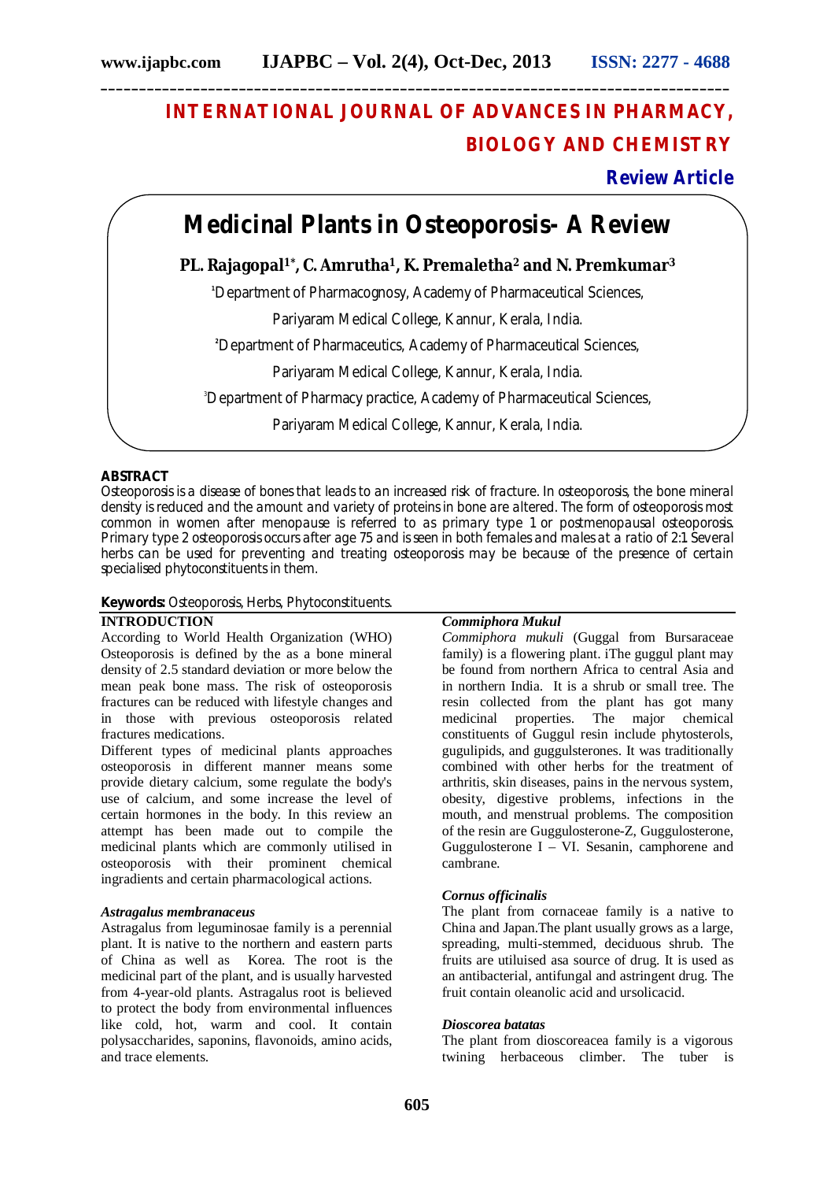# INTERNATIONAL JOURNAL OF ADVANCES IN PHARMACY, BIOLOGY AND CHEMISTRY

**Review Article**

# Medicinal Plants in Osteoporosis- A Review

**PL. Rajagopal[1]*, C. Amrutha[1], K. Premaletha[2] and N. Premkumar[3]**

[1]Department of Pharmacognosy, Academy of Pharmaceutical Sciences, Pariyaram Medical College, Kannur, Kerala, India.

[2]Department of Pharmaceutics, Academy of Pharmaceutical Sciences, Pariyaram Medical College, Kannur, Kerala, India.

[3]Department of Pharmacy practice, Academy of Pharmaceutical Sciences, Pariyaram Medical College, Kannur, Kerala, India.

## ABSTRACT

Osteoporosis is a disease of bones that leads to an increased risk of fracture. In osteoporosis, the bone mineral density is reduced and the amount and variety of proteins in bone are altered. The form of osteoporosis most common in women after menopause is referred to as primary type 1 or postmenopausal osteoporosis. Primary type 2 osteoporosis occurs after age 75 and is seen in both females and males at a ratio of 2:1 Several herbs can be used for preventing and treating osteoporosis may be because of the presence of certain specialised phytoconstituents in them.

**Keywords:** Osteoporosis, Herbs, Phytoconstituents.

## INTRODUCTION

According to World Health Organization (WHO) Osteoporosis is defined by the as a bone mineral density of 2.5 standard deviation or more below the mean peak bone mass. The risk of osteoporosis fractures can be reduced with lifestyle changes and in those with previous osteoporosis related fractures medications.

Different types of medicinal plants approaches osteoporosis in different manner means some provide dietary calcium, some regulate the body's use of calcium, and some increase the level of certain hormones in the body. In this review an attempt has been made out to compile the medicinal plants which are commonly utilised in osteoporosis with their prominent chemical ingradients and certain pharmacological actions.

### *Astragalus membranaceus*

Astragalus from leguminosae family is a perennial plant. It is native to the northern and eastern parts of China as well as Korea. The root is the medicinal part of the plant, and is usually harvested from 4-year-old plants. Astragalus root is believed to protect the body from environmental influences like cold, hot, warm and cool. It contain polysaccharides, saponins, flavonoids, amino acids, and trace elements.

### *Commiphora Mukul*

*Commiphora mukuli* (Guggal from Bursaraceae family) is a flowering plant. iThe guggul plant may be found from northern Africa to central Asia and in northern India. It is a shrub or small tree. The resin collected from the plant has got many medicinal properties. The major chemical constituents of Guggul resin include phytosterols, gugulipids, and guggulsterones. It was traditionally combined with other herbs for the treatment of arthritis, skin diseases, pains in the nervous system, obesity, digestive problems, infections in the mouth, and menstrual problems. The composition of the resin are Guggulosterone-Z, Guggulosterone, Guggulosterone I – VI. Sesanin, camphorene and cambrane.

### *Cornus officinalis*

The plant from cornaceae family is a native to China and Japan.The plant usually grows as a large, spreading, multi-stemmed, deciduous shrub. The fruits are utiluised asa source of drug. It is used as an antibacterial, antifungal and astringent drug. The fruit contain oleanolic acid and ursolicacid.

### *Dioscorea batatas*

The plant from dioscoreacea family is a vigorous twining herbaceous climber. The tuber is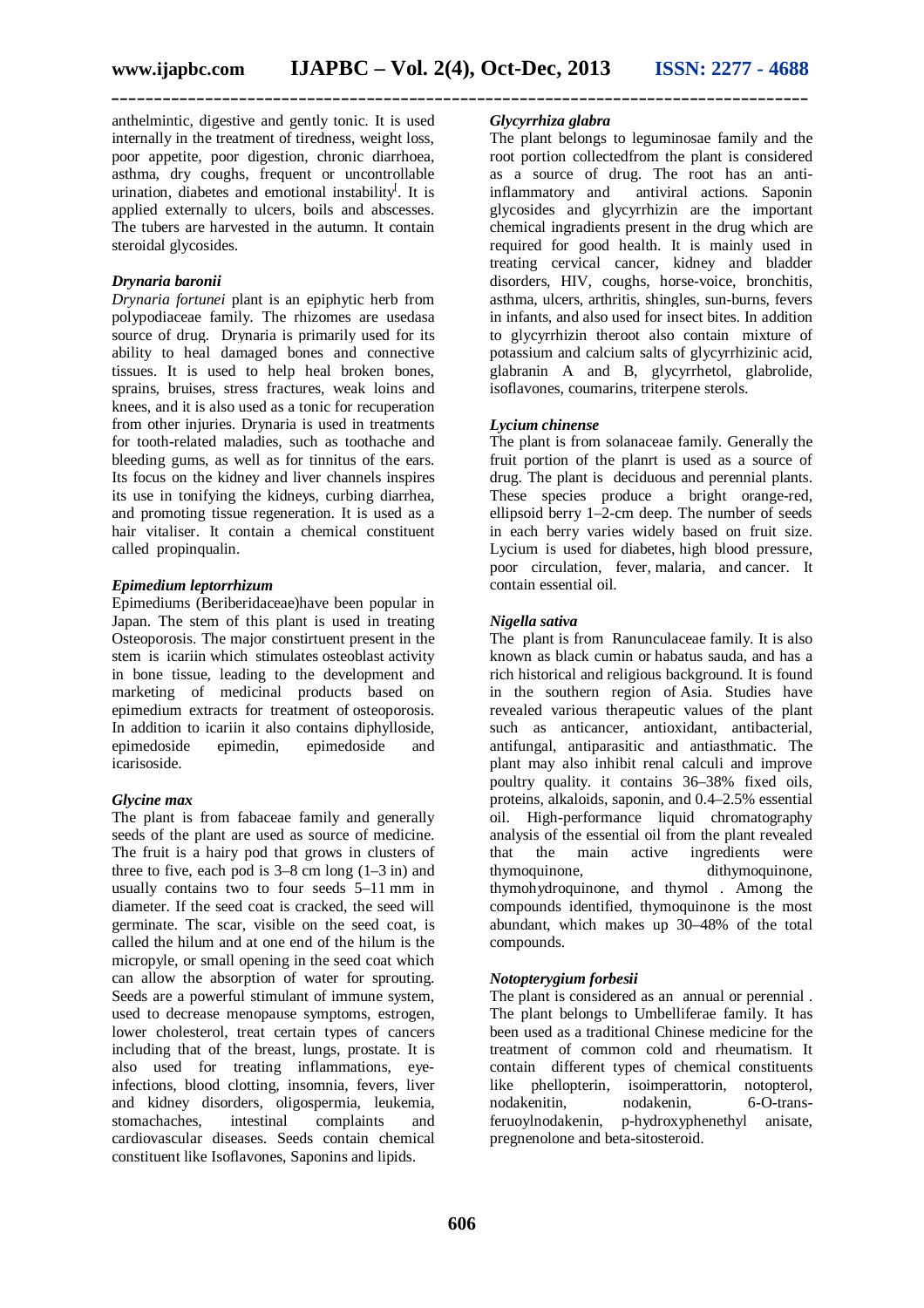anthelmintic, digestive and gently tonic. It is used internally in the treatment of tiredness, weight loss, poor appetite, poor digestion, chronic diarrhoea, asthma, dry coughs, frequent or uncontrollable urination, diabetes and emotional instability[. It is applied externally to ulcers, boils and abscesses. The tubers are harvested in the autumn. It contain steroidal glycosides.

### *Drynaria baronii*

*Drynaria fortunei* plant is an epiphytic herb from polypodiaceae family. The rhizomes are usedasa source of drug. Drynaria is primarily used for its ability to heal damaged bones and connective tissues. It is used to help heal broken bones, sprains, bruises, stress fractures, weak loins and knees, and it is also used as a tonic for recuperation from other injuries. Drynaria is used in treatments for tooth-related maladies, such as toothache and bleeding gums, as well as for tinnitus of the ears. Its focus on the kidney and liver channels inspires its use in tonifying the kidneys, curbing diarrhea, and promoting tissue regeneration. It is used as a hair vitaliser. It contain a chemical constituent called propinqualin.

### *Epimedium leptorrhizum*

Epimediums (Beriberidaceae)have been popular in Japan. The stem of this plant is used in treating Osteoporosis. The major constirtuent present in the stem is icariin which stimulates osteoblast activity in bone tissue, leading to the development and marketing of medicinal products based on epimedium extracts for treatment of osteoporosis. In addition to icariin it also contains diphylloside, epimedoside epimedin, epimedoside and icarisoside.

### *Glycine max*

The plant is from fabaceae family and generally seeds of the plant are used as source of medicine. The fruit is a hairy pod that grows in clusters of three to five, each pod is 3–8 cm long (1–3 in) and usually contains two to four seeds 5–11 mm in diameter. If the seed coat is cracked, the seed will germinate. The scar, visible on the seed coat, is called the hilum and at one end of the hilum is the micropyle, or small opening in the seed coat which can allow the absorption of water for sprouting. Seeds are a powerful stimulant of immune system, used to decrease menopause symptoms, estrogen, lower cholesterol, treat certain types of cancers including that of the breast, lungs, prostate. It is also used for treating inflammations, eye-infections, blood clotting, insomnia, fevers, liver and kidney disorders, oligospermia, leukemia, stomachaches, intestinal complaints and cardiovascular diseases. Seeds contain chemical constituent like Isoflavones, Saponins and lipids.

### *Glycyrrhiza glabra*

The plant belongs to leguminosae family and the root portion collectedfrom the plant is considered as a source of drug. The root has an anti-inflammatory and antiviral actions. Saponin glycosides and glycyrrhizin are the important chemical ingradients present in the drug which are required for good health. It is mainly used in treating cervical cancer, kidney and bladder disorders, HIV, coughs, horse-voice, bronchitis, asthma, ulcers, arthritis, shingles, sun-burns, fevers in infants, and also used for insect bites. In addition to glycyrrhizin theroot also contain mixture of potassium and calcium salts of glycyrrhizinic acid, glabranin A and B, glycyrrhetol, glabrolide, isoflavones, coumarins, triterpene sterols.

### *Lycium chinense*

The plant is from solanaceae family. Generally the fruit portion of the planrt is used as a source of drug. The plant is deciduous and perennial plants. These species produce a bright orange-red, ellipsoid berry 1–2-cm deep. The number of seeds in each berry varies widely based on fruit size. Lycium is used for diabetes, high blood pressure, poor circulation, fever, malaria, and cancer. It contain essential oil.

### *Nigella sativa*

The plant is from Ranunculaceae family. It is also known as black cumin or habatus sauda, and has a rich historical and religious background. It is found in the southern region of Asia. Studies have revealed various therapeutic values of the plant such as anticancer, antioxidant, antibacterial, antifungal, antiparasitic and antiasthmatic. The plant may also inhibit renal calculi and improve poultry quality. it contains 36–38% fixed oils, proteins, alkaloids, saponin, and 0.4–2.5% essential oil. High-performance liquid chromatography analysis of the essential oil from the plant revealed that the main active ingredients were thymoquinone, dithymoquinone, thymohydroquinone, and thymol . Among the compounds identified, thymoquinone is the most abundant, which makes up 30–48% of the total compounds.

### *Notopterygium forbesii*

The plant is considered as an annual or perennial . The plant belongs to Umbelliferae family. It has been used as a traditional Chinese medicine for the treatment of common cold and rheumatism. It contain different types of chemical constituents like phellopterin, isoimperattorin, notopterol, nodakenitin, nodakenin, 6-O-trans-feruoylnodakenin, p-hydroxyphenethyl anisate, pregnenolone and beta-sitosteroid.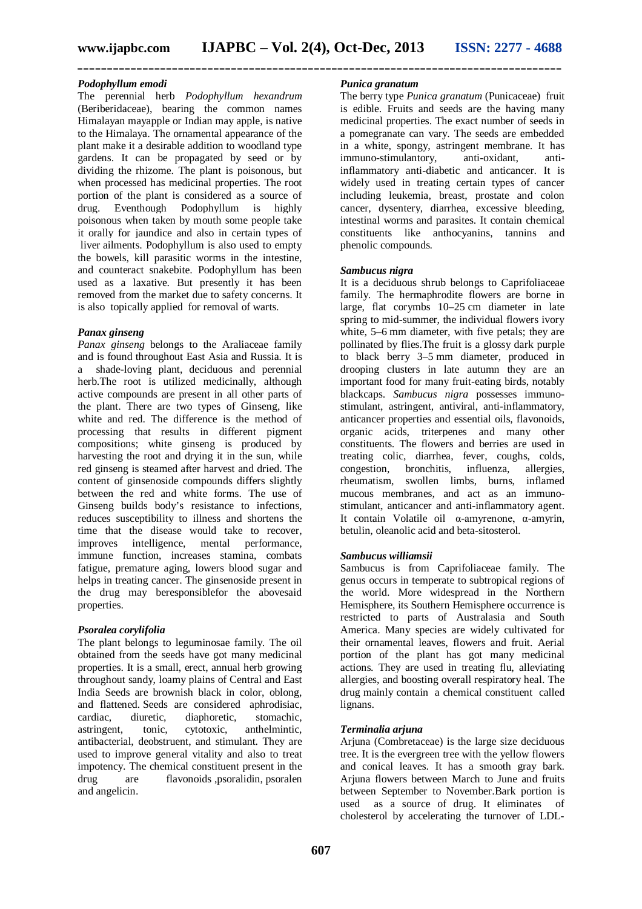### *Podophyllum emodi*

The perennial herb *Podophyllum hexandrum* (Beriberidaceae), bearing the common names Himalayan mayapple or Indian may apple, is native to the Himalaya. The ornamental appearance of the plant make it a desirable addition to woodland type gardens. It can be propagated by seed or by dividing the rhizome. The plant is poisonous, but when processed has medicinal properties. The root portion of the plant is considered as a source of drug. Eventhough Podophyllum is highly poisonous when taken by mouth some people take it orally for jaundice and also in certain types of liver ailments. Podophyllum is also used to empty the bowels, kill parasitic worms in the intestine, and counteract snakebite. Podophyllum has been used as a laxative. But presently it has been removed from the market due to safety concerns. It is also topically applied for removal of warts.

### *Panax ginseng*

*Panax ginseng* belongs to the Araliaceae family and is found throughout East Asia and Russia. It is a shade-loving plant, deciduous and perennial herb.The root is utilized medicinally, although active compounds are present in all other parts of the plant. There are two types of Ginseng, like white and red. The difference is the method of processing that results in different pigment compositions; white ginseng is produced by harvesting the root and drying it in the sun, while red ginseng is steamed after harvest and dried. The content of ginsenoside compounds differs slightly between the red and white forms. The use of Ginseng builds body's resistance to infections, reduces susceptibility to illness and shortens the time that the disease would take to recover, improves intelligence, mental performance, immune function, increases stamina, combats fatigue, premature aging, lowers blood sugar and helps in treating cancer. The ginsenoside present in the drug may beresponsiblefor the abovesaid properties.

### *Psoralea corylifolia*

The plant belongs to leguminosae family. The oil obtained from the seeds have got many medicinal properties. It is a small, erect, annual herb growing throughout sandy, loamy plains of Central and East India Seeds are brownish black in color, oblong, and flattened. Seeds are considered aphrodisiac, cardiac, diuretic, diaphoretic, stomachic, astringent, tonic, cytotoxic, anthelmintic, antibacterial, deobstruent, and stimulant. They are used to improve general vitality and also to treat impotency. The chemical constituent present in the drug are flavonoids ,psoralidin, psoralen and angelicin.

### *Punica granatum*

The berry type *Punica granatum* (Punicaceae) fruit is edible. Fruits and seeds are the having many medicinal properties. The exact number of seeds in a pomegranate can vary. The seeds are embedded in a white, spongy, astringent membrane. It has immuno-stimulantory, anti-oxidant, anti-inflammatory anti-diabetic and anticancer. It is widely used in treating certain types of cancer including leukemia, breast, prostate and colon cancer, dysentery, diarrhea, excessive bleeding, intestinal worms and parasites. It contain chemical constituents like anthocyanins, tannins and phenolic compounds.

### *Sambucus nigra*

It is a deciduous shrub belongs to Caprifoliaceae family. The hermaphrodite flowers are borne in large, flat corymbs 10–25 cm diameter in late spring to mid-summer, the individual flowers ivory white, 5–6 mm diameter, with five petals; they are pollinated by flies.The fruit is a glossy dark purple to black berry 3–5 mm diameter, produced in drooping clusters in late autumn they are an important food for many fruit-eating birds, notably blackcaps. *Sambucus nigra* possesses immuno-stimulant, astringent, antiviral, anti-inflammatory, anticancer properties and essential oils, flavonoids, organic acids, triterpenes and many other constituents. The flowers and berries are used in treating colic, diarrhea, fever, coughs, colds, congestion, bronchitis, influenza, allergies, rheumatism, swollen limbs, burns, inflamed mucous membranes, and act as an immuno-stimulant, anticancer and anti-inflammatory agent. It contain Volatile oil α-amyrenone, α-amyrin, betulin, oleanolic acid and beta-sitosterol.

### *Sambucus williamsii*

Sambucus is from Caprifoliaceae family. The genus occurs in temperate to subtropical regions of the world. More widespread in the Northern Hemisphere, its Southern Hemisphere occurrence is restricted to parts of Australasia and South America. Many species are widely cultivated for their ornamental leaves, flowers and fruit. Aerial portion of the plant has got many medicinal actions. They are used in treating flu, alleviating allergies, and boosting overall respiratory heal. The drug mainly contain a chemical constituent called lignans.

### *Terminalia arjuna*

Arjuna (Combretaceae) is the large size deciduous tree. It is the evergreen tree with the yellow flowers and conical leaves. It has a smooth gray bark. Arjuna flowers between March to June and fruits between September to November.Bark portion is used as a source of drug. It eliminates of cholesterol by accelerating the turnover of LDL-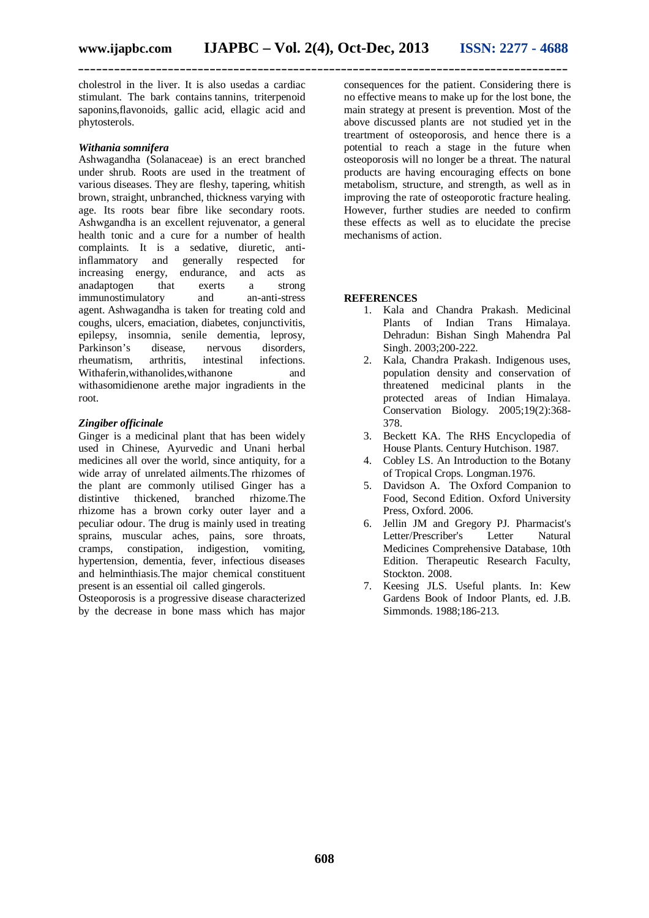cholestrol in the liver. It is also usedas a cardiac stimulant. The bark contains tannins, triterpenoid saponins,flavonoids, gallic acid, ellagic acid and phytosterols.

***Withania somnifera***

Ashwagandha (Solanaceae) is an erect branched under shrub. Roots are used in the treatment of various diseases. They are fleshy, tapering, whitish brown, straight, unbranched, thickness varying with age. Its roots bear fibre like secondary roots. Ashwgandha is an excellent rejuvenator, a general health tonic and a cure for a number of health complaints. It is a sedative, diuretic, anti-inflammatory and generally respected for increasing energy, endurance, and acts as anadaptogen that exerts a strong immunostimulatory and an-anti-stress agent. Ashwagandha is taken for treating cold and coughs, ulcers, emaciation, diabetes, conjunctivitis, epilepsy, insomnia, senile dementia, leprosy, Parkinson's disease, nervous disorders, rheumatism, arthritis, intestinal infections. Withaferin,withanolides,withanone and withasomidienone arethe major ingradients in the root.

***Zingiber officinale***

Ginger is a medicinal plant that has been widely used in Chinese, Ayurvedic and Unani herbal medicines all over the world, since antiquity, for a wide array of unrelated ailments.The rhizomes of the plant are commonly utilised Ginger has a distintive thickened, branched rhizome.The rhizome has a brown corky outer layer and a peculiar odour. The drug is mainly used in treating sprains, muscular aches, pains, sore throats, cramps, constipation, indigestion, vomiting, hypertension, dementia, fever, infectious diseases and helminthiasis.The major chemical constituent present is an essential oil called gingerols.

Osteoporosis is a progressive disease characterized by the decrease in bone mass which has major consequences for the patient. Considering there is no effective means to make up for the lost bone, the main strategy at present is prevention. Most of the above discussed plants are not studied yet in the treartment of osteoporosis, and hence there is a potential to reach a stage in the future when osteoporosis will no longer be a threat. The natural products are having encouraging effects on bone metabolism, structure, and strength, as well as in improving the rate of osteoporotic fracture healing. However, further studies are needed to confirm these effects as well as to elucidate the precise mechanisms of action.

**REFERENCES**

1. Kala and Chandra Prakash. Medicinal Plants of Indian Trans Himalaya. Dehradun: Bishan Singh Mahendra Pal Singh. 2003;200-222.
2. Kala, Chandra Prakash. Indigenous uses, population density and conservation of threatened medicinal plants in the protected areas of Indian Himalaya. Conservation Biology. 2005;19(2):368-378.
3. Beckett KA. The RHS Encyclopedia of House Plants. Century Hutchison. 1987.
4. Cobley LS. An Introduction to the Botany of Tropical Crops. Longman.1976.
5. Davidson A. The Oxford Companion to Food, Second Edition. Oxford University Press, Oxford. 2006.
6. Jellin JM and Gregory PJ. Pharmacist's Letter/Prescriber's Letter Natural Medicines Comprehensive Database, 10th Edition. Therapeutic Research Faculty, Stockton. 2008.
7. Keesing JLS. Useful plants. In: Kew Gardens Book of Indoor Plants, ed. J.B. Simmonds. 1988;186-213.